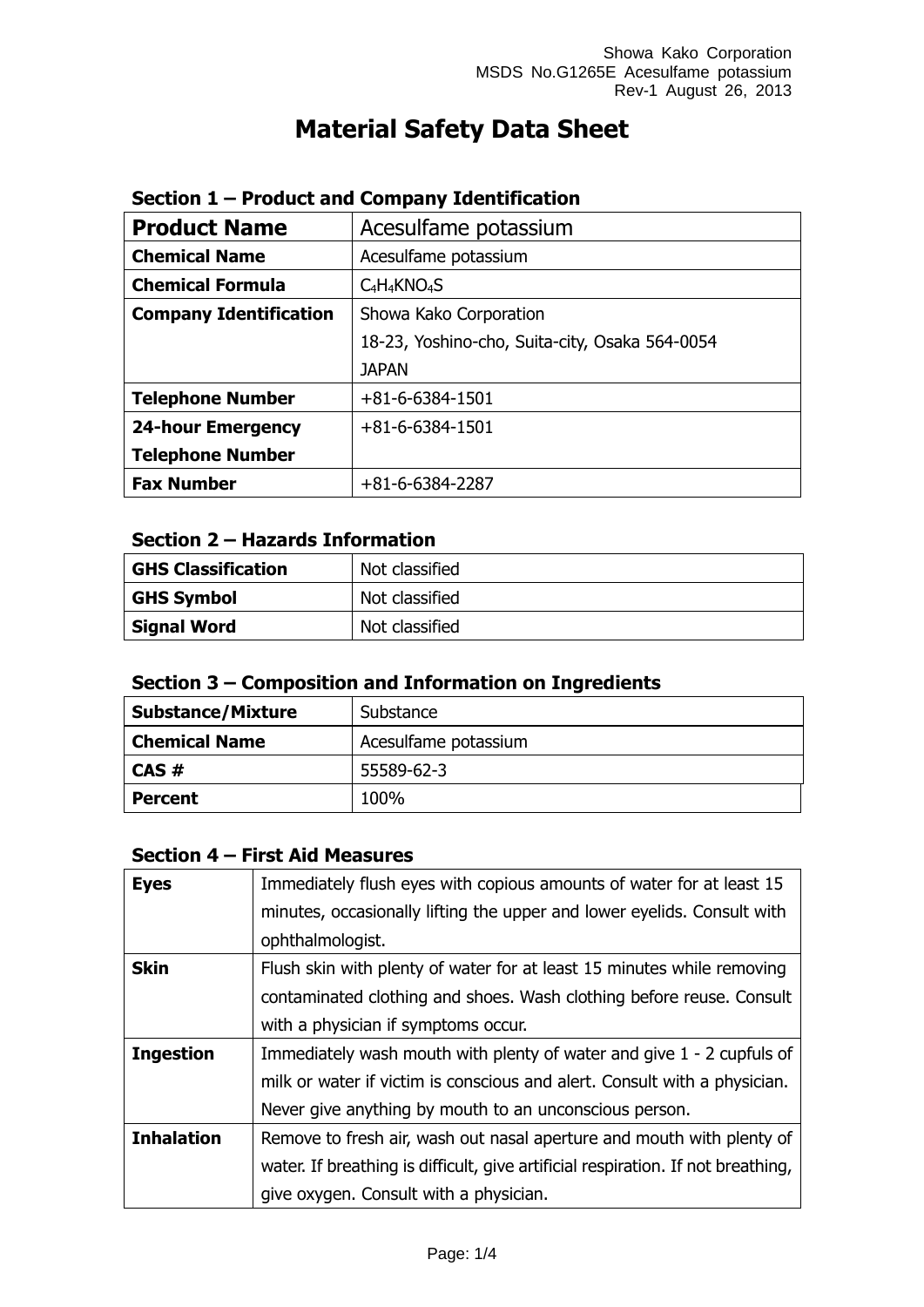# Material Safety Data Sheet

## Section 1 – Product and Company Identification

| **Product Name** | Acesulfame potassium |
|---|---|
| **Chemical Name** | Acesulfame potassium |
| **Chemical Formula** | $C_4H_4KNO_4S$ |
| **Company Identification** | Showa Kako Corporation<br>18-23, Yoshino-cho, Suita-city, Osaka 564-0054<br>JAPAN |
| **Telephone Number** | +81-6-6384-1501 |
| **24-hour Emergency Telephone Number** | +81-6-6384-1501 |
| **Fax Number** | +81-6-6384-2287 |

## Section 2 – Hazards Information

| **GHS Classification** | Not classified |
|---|---|
| **GHS Symbol** | Not classified |
| **Signal Word** | Not classified |

## Section 3 – Composition and Information on Ingredients

| **Substance/Mixture** | Substance |
|---|---|
| **Chemical Name** | Acesulfame potassium |
| **CAS #** | 55589-62-3 |
| **Percent** | 100% |

## Section 4 – First Aid Measures

| **Eyes** | Immediately flush eyes with copious amounts of water for at least 15 minutes, occasionally lifting the upper and lower eyelids. Consult with ophthalmologist. |
|---|---|
| **Skin** | Flush skin with plenty of water for at least 15 minutes while removing contaminated clothing and shoes. Wash clothing before reuse. Consult with a physician if symptoms occur. |
| **Ingestion** | Immediately wash mouth with plenty of water and give 1 - 2 cupfuls of milk or water if victim is conscious and alert. Consult with a physician. Never give anything by mouth to an unconscious person. |
| **Inhalation** | Remove to fresh air, wash out nasal aperture and mouth with plenty of water. If breathing is difficult, give artificial respiration. If not breathing, give oxygen. Consult with a physician. |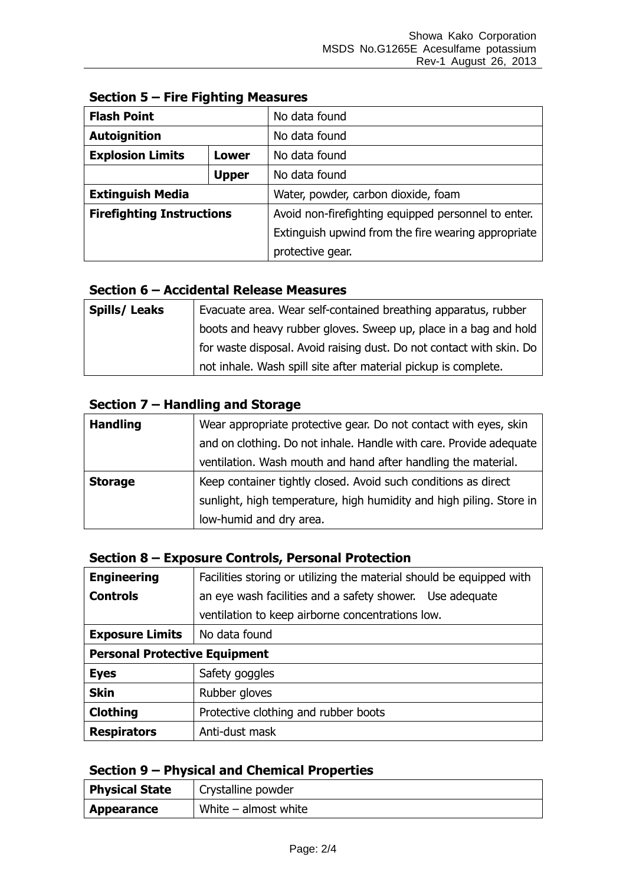## Section 5 – Fire Fighting Measures

| **Flash Point** | | No data found |
|---|---|---|
| **Autoignition** | | No data found |
| **Explosion Limits** | **Lower** | No data found |
| | **Upper** | No data found |
| **Extinguish Media** | | Water, powder, carbon dioxide, foam |
| **Firefighting Instructions** | | Avoid non-firefighting equipped personnel to enter. Extinguish upwind from the fire wearing appropriate protective gear. |

## Section 6 – Accidental Release Measures

| **Spills/ Leaks** | Evacuate area. Wear self-contained breathing apparatus, rubber boots and heavy rubber gloves. Sweep up, place in a bag and hold for waste disposal. Avoid raising dust. Do not contact with skin. Do not inhale. Wash spill site after material pickup is complete. |
|---|---|

## Section 7 – Handling and Storage

| **Handling** | Wear appropriate protective gear. Do not contact with eyes, skin and on clothing. Do not inhale. Handle with care. Provide adequate ventilation. Wash mouth and hand after handling the material. |
|---|---|
| **Storage** | Keep container tightly closed. Avoid such conditions as direct sunlight, high temperature, high humidity and high piling. Store in low-humid and dry area. |

## Section 8 – Exposure Controls, Personal Protection

| **Engineering Controls** | Facilities storing or utilizing the material should be equipped with an eye wash facilities and a safety shower. Use adequate ventilation to keep airborne concentrations low. |
|---|---|
| **Exposure Limits** | No data found |
| **Personal Protective Equipment** | |
| **Eyes** | Safety goggles |
| **Skin** | Rubber gloves |
| **Clothing** | Protective clothing and rubber boots |
| **Respirators** | Anti-dust mask |

## Section 9 – Physical and Chemical Properties

| **Physical State** | Crystalline powder |
|---|---|
| **Appearance** | White – almost white |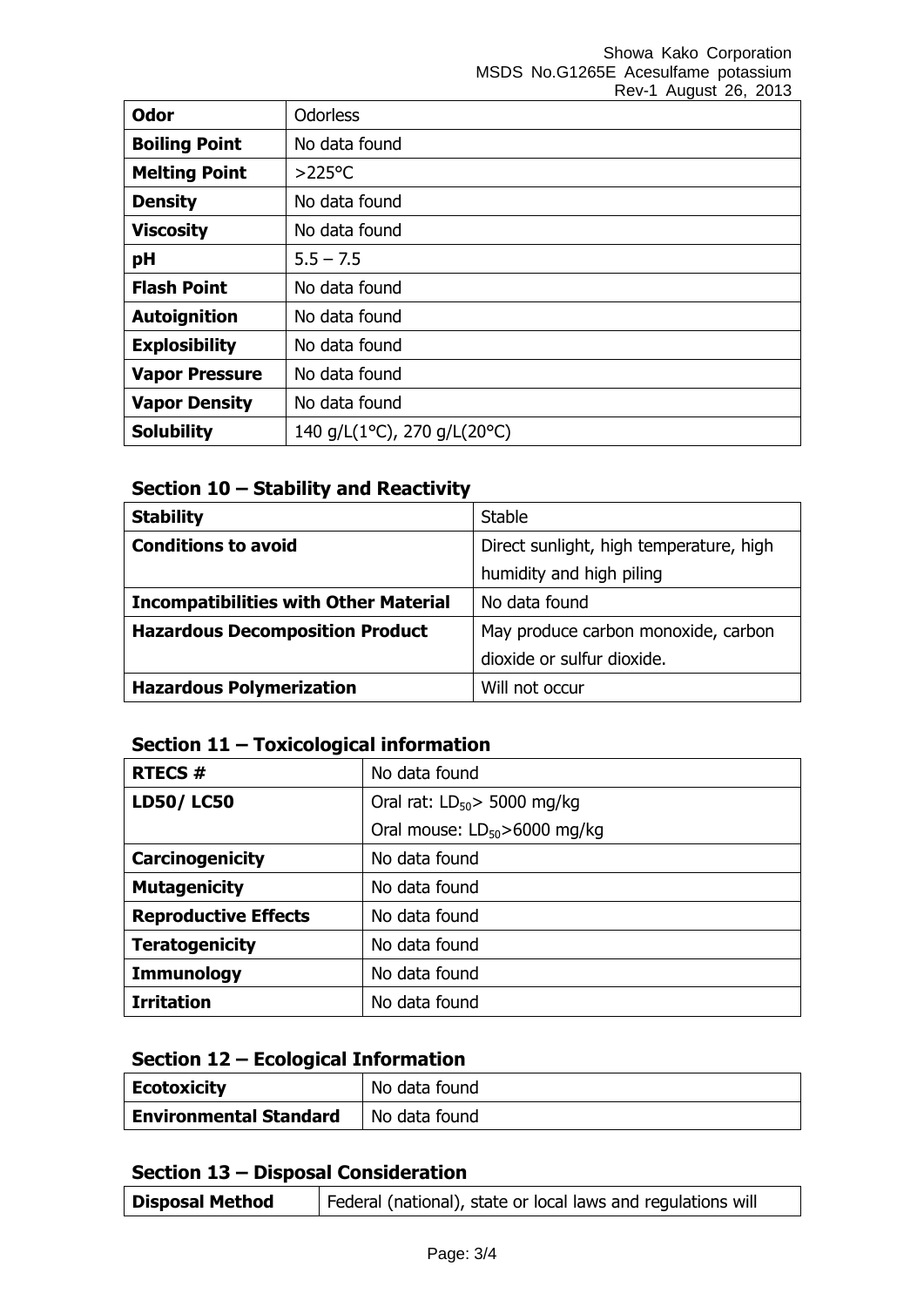| Odor | Odorless |
|---|---|
| Boiling Point | No data found |
| Melting Point | >225°C |
| Density | No data found |
| Viscosity | No data found |
| pH | 5.5 – 7.5 |
| Flash Point | No data found |
| Autoignition | No data found |
| Explosibility | No data found |
| Vapor Pressure | No data found |
| Vapor Density | No data found |
| Solubility | 140 g/L(1°C), 270 g/L(20°C) |

## Section 10 – Stability and Reactivity

| Stability | Stable |
|---|---|
| Conditions to avoid | Direct sunlight, high temperature, high humidity and high piling |
| Incompatibilities with Other Material | No data found |
| Hazardous Decomposition Product | May produce carbon monoxide, carbon dioxide or sulfur dioxide. |
| Hazardous Polymerization | Will not occur |

## Section 11 – Toxicological information

| RTECS # | No data found |
|---|---|
| LD50/ LC50 | Oral rat: $LD_{50}$> 5000 mg/kg<br>Oral mouse: $LD_{50}$>6000 mg/kg |
| Carcinogenicity | No data found |
| Mutagenicity | No data found |
| Reproductive Effects | No data found |
| Teratogenicity | No data found |
| Immunology | No data found |
| Irritation | No data found |

## Section 12 – Ecological Information

| Ecotoxicity | No data found |
|---|---|
| Environmental Standard | No data found |

## Section 13 – Disposal Consideration

| Disposal Method | Federal (national), state or local laws and regulations will |
|---|---|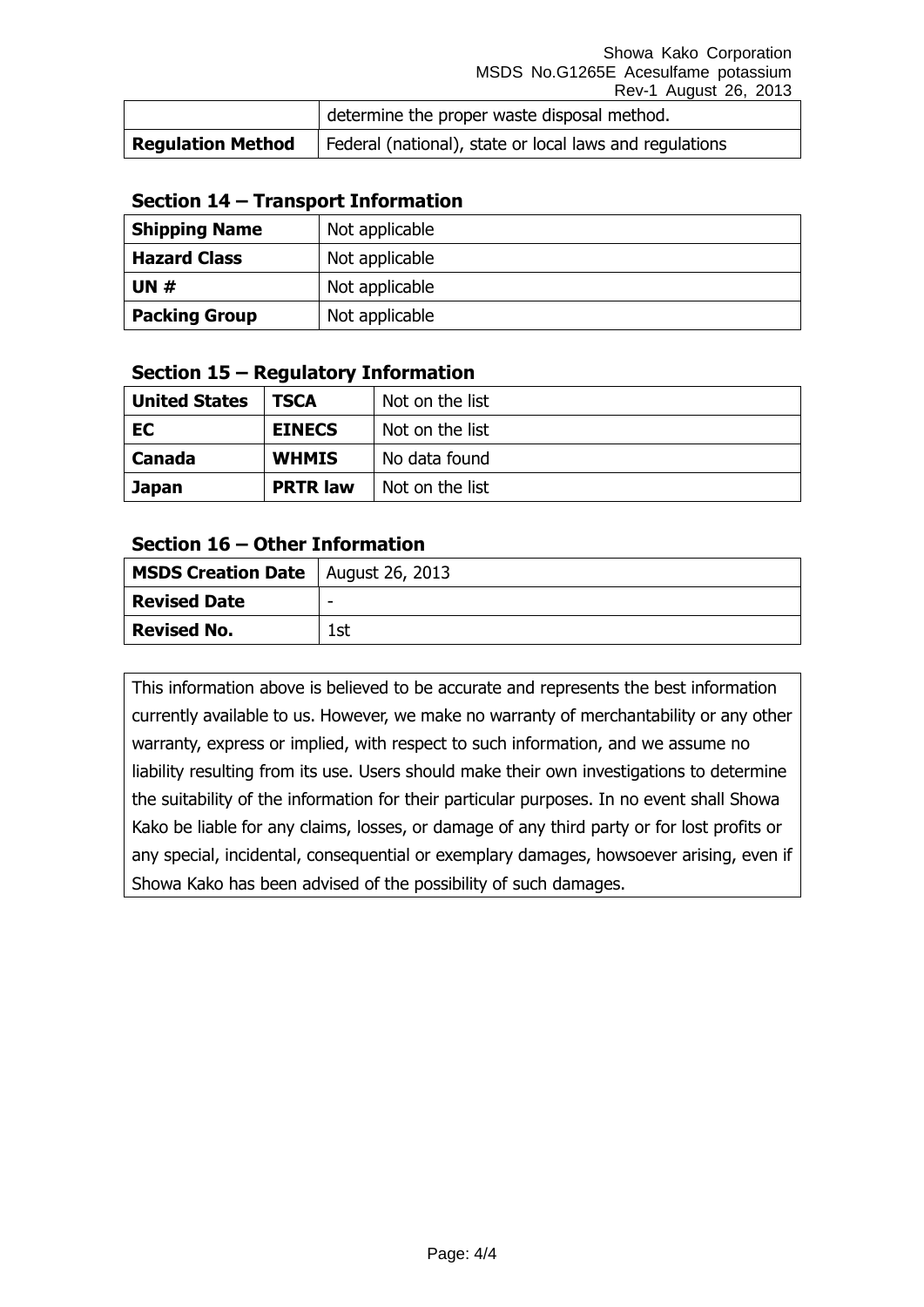| | |
|---|---|
| | determine the proper waste disposal method. |
| **Regulation Method** | Federal (national), state or local laws and regulations |

### Section 14 – Transport Information

| | |
|---|---|
| **Shipping Name** | Not applicable |
| **Hazard Class** | Not applicable |
| **UN #** | Not applicable |
| **Packing Group** | Not applicable |

### Section 15 – Regulatory Information

| | | |
|---|---|---|
| **United States** | **TSCA** | Not on the list |
| **EC** | **EINECS** | Not on the list |
| **Canada** | **WHMIS** | No data found |
| **Japan** | **PRTR law** | Not on the list |

### Section 16 – Other Information

| | |
|---|---|
| **MSDS Creation Date** | August 26, 2013 |
| **Revised Date** | - |
| **Revised No.** | 1st |

This information above is believed to be accurate and represents the best information currently available to us. However, we make no warranty of merchantability or any other warranty, express or implied, with respect to such information, and we assume no liability resulting from its use. Users should make their own investigations to determine the suitability of the information for their particular purposes. In no event shall Showa Kako be liable for any claims, losses, or damage of any third party or for lost profits or any special, incidental, consequential or exemplary damages, howsoever arising, even if Showa Kako has been advised of the possibility of such damages.